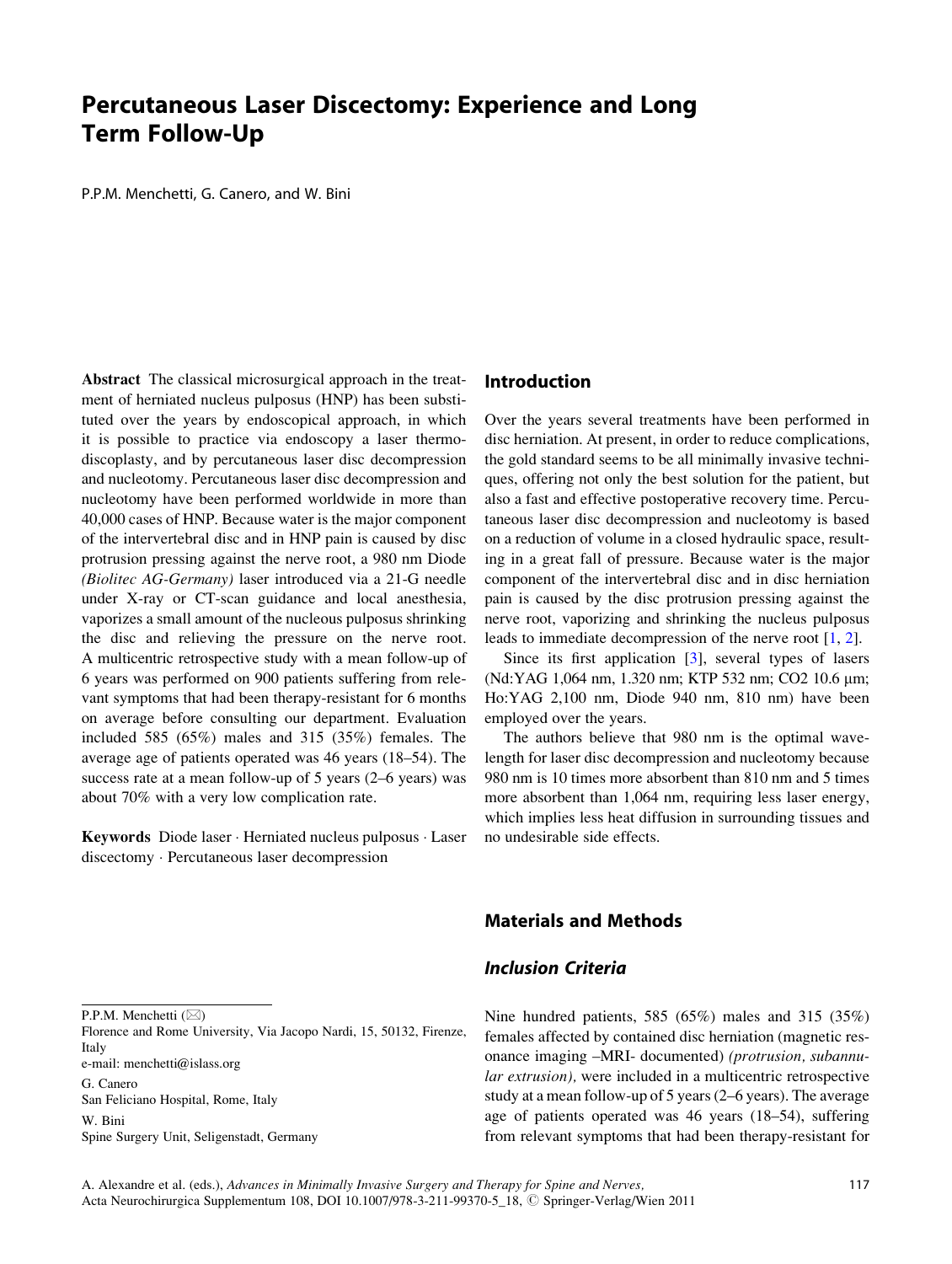# Percutaneous Laser Discectomy: Experience and Long Term Follow-Up

P.P.M. Menchetti, G. Canero, and W. Bini

**Abstract** The classical microsurgical approach in the treatment of herniated nucleus pulposus (HNP) has been substituted over the years by endoscopical approach, in which it is possible to practice via endoscopy a laser thermodiscoplasty, and by percutaneous laser disc decompression and nucleotomy. Percutaneous laser disc decompression and nucleotomy have been performed worldwide in more than 40,000 cases of HNP. Because water is the major component of the intervertebral disc and in HNP pain is caused by disc protrusion pressing against the nerve root, a 980 nm Diode *(Biolitec AG-Germany)* laser introduced via a 21-G needle under X-ray or CT-scan guidance and local anesthesia, vaporizes a small amount of the nucleous pulposus shrinking the disc and relieving the pressure on the nerve root. A multicentric retrospective study with a mean follow-up of 6 years was performed on 900 patients suffering from relevant symptoms that had been therapy-resistant for 6 months on average before consulting our department. Evaluation included 585 (65%) males and 315 (35%) females. The average age of patients operated was 46 years (18–54). The success rate at a mean follow-up of 5 years (2–6 years) was about 70% with a very low complication rate.

**Keywords** Diode laser · Herniated nucleus pulposus · Laser discectomy · Percutaneous laser decompression

P.P.M. Menchetti (✉)
Florence and Rome University, Via Jacopo Nardi, 15, 50132, Firenze, Italy
e-mail: menchetti@islass.org

G. Canero
San Feliciano Hospital, Rome, Italy

W. Bini
Spine Surgery Unit, Seligenstadt, Germany

## Introduction

Over the years several treatments have been performed in disc herniation. At present, in order to reduce complications, the gold standard seems to be all minimally invasive techniques, offering not only the best solution for the patient, but also a fast and effective postoperative recovery time. Percutaneous laser disc decompression and nucleotomy is based on a reduction of volume in a closed hydraulic space, resulting in a great fall of pressure. Because water is the major component of the intervertebral disc and in disc herniation pain is caused by the disc protrusion pressing against the nerve root, vaporizing and shrinking the nucleus pulposus leads to immediate decompression of the nerve root [1, 2].

Since its first application [3], several types of lasers (Nd:YAG 1,064 nm, 1.320 nm; KTP 532 nm; CO2 10.6 μm; Ho:YAG 2,100 nm, Diode 940 nm, 810 nm) have been employed over the years.

The authors believe that 980 nm is the optimal wavelength for laser disc decompression and nucleotomy because 980 nm is 10 times more absorbent than 810 nm and 5 times more absorbent than 1,064 nm, requiring less laser energy, which implies less heat diffusion in surrounding tissues and no undesirable side effects.

## Materials and Methods

### *Inclusion Criteria*

Nine hundred patients, 585 (65%) males and 315 (35%) females affected by contained disc herniation (magnetic resonance imaging –MRI- documented) *(protrusion, subannular extrusion),* were included in a multicentric retrospective study at a mean follow-up of 5 years (2–6 years). The average age of patients operated was 46 years (18–54), suffering from relevant symptoms that had been therapy-resistant for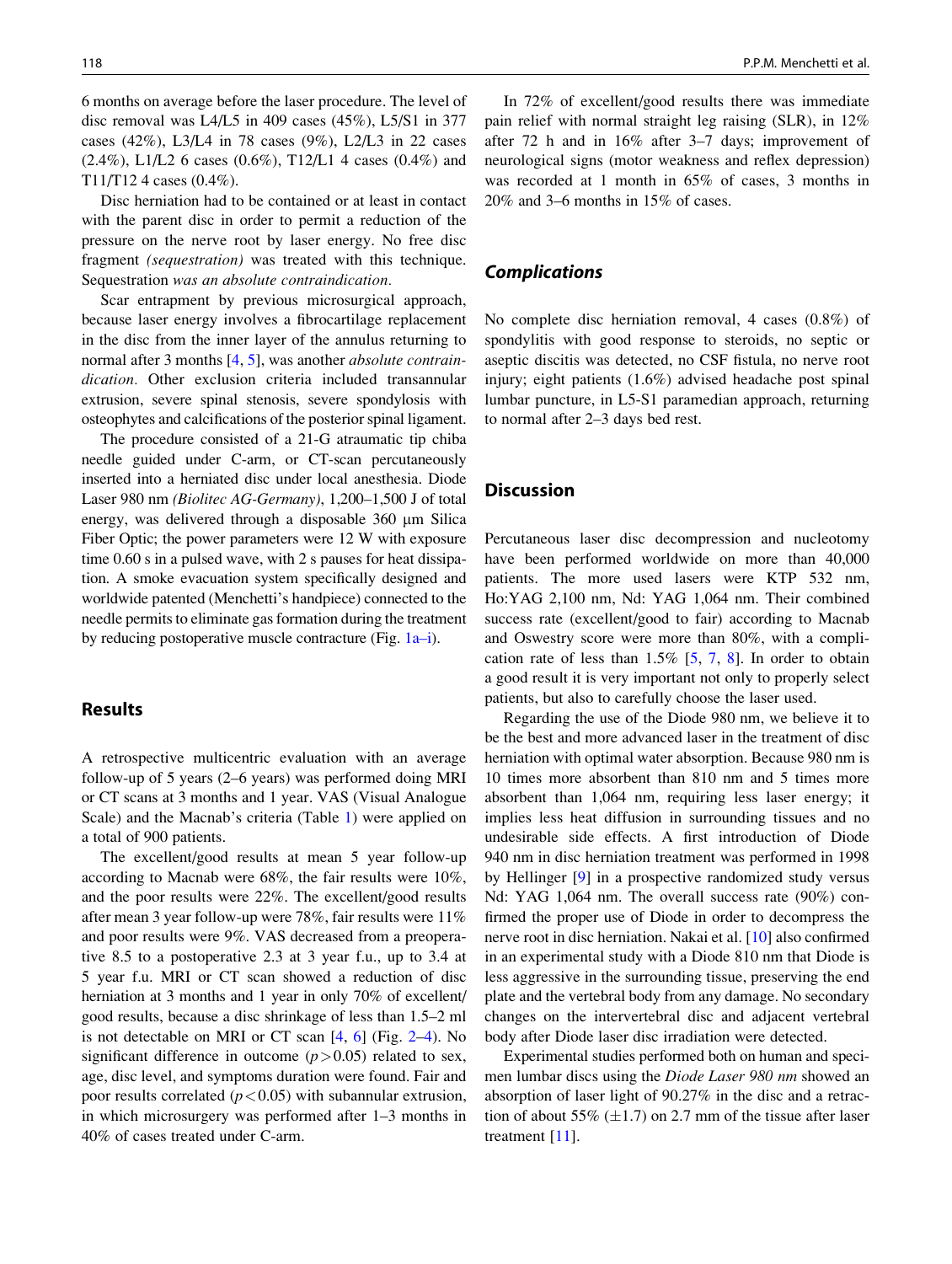6 months on average before the laser procedure. The level of disc removal was L4/L5 in 409 cases (45%), L5/S1 in 377 cases (42%), L3/L4 in 78 cases (9%), L2/L3 in 22 cases (2.4%), L1/L2 6 cases (0.6%), T12/L1 4 cases (0.4%) and T11/T12 4 cases (0.4%).

Disc herniation had to be contained or at least in contact with the parent disc in order to permit a reduction of the pressure on the nerve root by laser energy. No free disc fragment *(sequestration)* was treated with this technique. Sequestration *was an absolute contraindication.*

Scar entrapment by previous microsurgical approach, because laser energy involves a fibrocartilage replacement in the disc from the inner layer of the annulus returning to normal after 3 months [4, 5], was another *absolute contraindication.* Other exclusion criteria included transannular extrusion, severe spinal stenosis, severe spondylosis with osteophytes and calcifications of the posterior spinal ligament.

The procedure consisted of a 21-G atraumatic tip chiba needle guided under C-arm, or CT-scan percutaneously inserted into a herniated disc under local anesthesia. Diode Laser 980 nm *(Biolitec AG-Germany)*, 1,200–1,500 J of total energy, was delivered through a disposable 360 μm Silica Fiber Optic; the power parameters were 12 W with exposure time 0.60 s in a pulsed wave, with 2 s pauses for heat dissipation. A smoke evacuation system specifically designed and worldwide patented (Menchetti's handpiece) connected to the needle permits to eliminate gas formation during the treatment by reducing postoperative muscle contracture (Fig. 1a–i).

## Results

A retrospective multicentric evaluation with an average follow-up of 5 years (2–6 years) was performed doing MRI or CT scans at 3 months and 1 year. VAS (Visual Analogue Scale) and the Macnab's criteria (Table 1) were applied on a total of 900 patients.

The excellent/good results at mean 5 year follow-up according to Macnab were 68%, the fair results were 10%, and the poor results were 22%. The excellent/good results after mean 3 year follow-up were 78%, fair results were 11% and poor results were 9%. VAS decreased from a preoperative 8.5 to a postoperative 2.3 at 3 year f.u., up to 3.4 at 5 year f.u. MRI or CT scan showed a reduction of disc herniation at 3 months and 1 year in only 70% of excellent/good results, because a disc shrinkage of less than 1.5–2 ml is not detectable on MRI or CT scan [4, 6] (Fig. 2–4). No significant difference in outcome ($p > 0.05$) related to sex, age, disc level, and symptoms duration were found. Fair and poor results correlated ($p < 0.05$) with subannular extrusion, in which microsurgery was performed after 1–3 months in 40% of cases treated under C-arm.

In 72% of excellent/good results there was immediate pain relief with normal straight leg raising (SLR), in 12% after 72 h and in 16% after 3–7 days; improvement of neurological signs (motor weakness and reflex depression) was recorded at 1 month in 65% of cases, 3 months in 20% and 3–6 months in 15% of cases.

### Complications

No complete disc herniation removal, 4 cases (0.8%) of spondylitis with good response to steroids, no septic or aseptic discitis was detected, no CSF fistula, no nerve root injury; eight patients (1.6%) advised headache post spinal lumbar puncture, in L5-S1 paramedian approach, returning to normal after 2–3 days bed rest.

## Discussion

Percutaneous laser disc decompression and nucleotomy have been performed worldwide on more than 40,000 patients. The more used lasers were KTP 532 nm, Ho:YAG 2,100 nm, Nd: YAG 1,064 nm. Their combined success rate (excellent/good to fair) according to Macnab and Oswestry score were more than 80%, with a complication rate of less than 1.5% [5, 7, 8]. In order to obtain a good result it is very important not only to properly select patients, but also to carefully choose the laser used.

Regarding the use of the Diode 980 nm, we believe it to be the best and more advanced laser in the treatment of disc herniation with optimal water absorption. Because 980 nm is 10 times more absorbent than 810 nm and 5 times more absorbent than 1,064 nm, requiring less laser energy; it implies less heat diffusion in surrounding tissues and no undesirable side effects. A first introduction of Diode 940 nm in disc herniation treatment was performed in 1998 by Hellinger [9] in a prospective randomized study versus Nd: YAG 1,064 nm. The overall success rate (90%) confirmed the proper use of Diode in order to decompress the nerve root in disc herniation. Nakai et al. [10] also confirmed in an experimental study with a Diode 810 nm that Diode is less aggressive in the surrounding tissue, preserving the end plate and the vertebral body from any damage. No secondary changes on the intervertebral disc and adjacent vertebral body after Diode laser disc irradiation were detected.

Experimental studies performed both on human and specimen lumbar discs using the *Diode Laser 980 nm* showed an absorption of laser light of 90.27% in the disc and a retraction of about 55% (±1.7) on 2.7 mm of the tissue after laser treatment [11].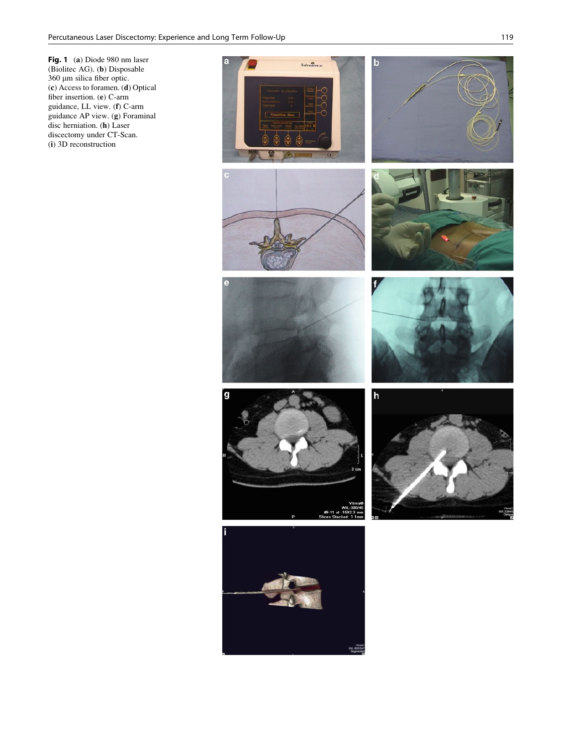**Fig. 1** (**a**) Diode 980 nm laser (Biolitec AG). (**b**) Disposable 360 μm silica fiber optic. (**c**) Access to foramen. (**d**) Optical fiber insertion. (**e**) C-arm guidance, LL view. (**f**) C-arm guidance AP view. (**g**) Foraminal disc herniation. (**h**) Laser discectomy under CT-Scan. (**i**) 3D reconstruction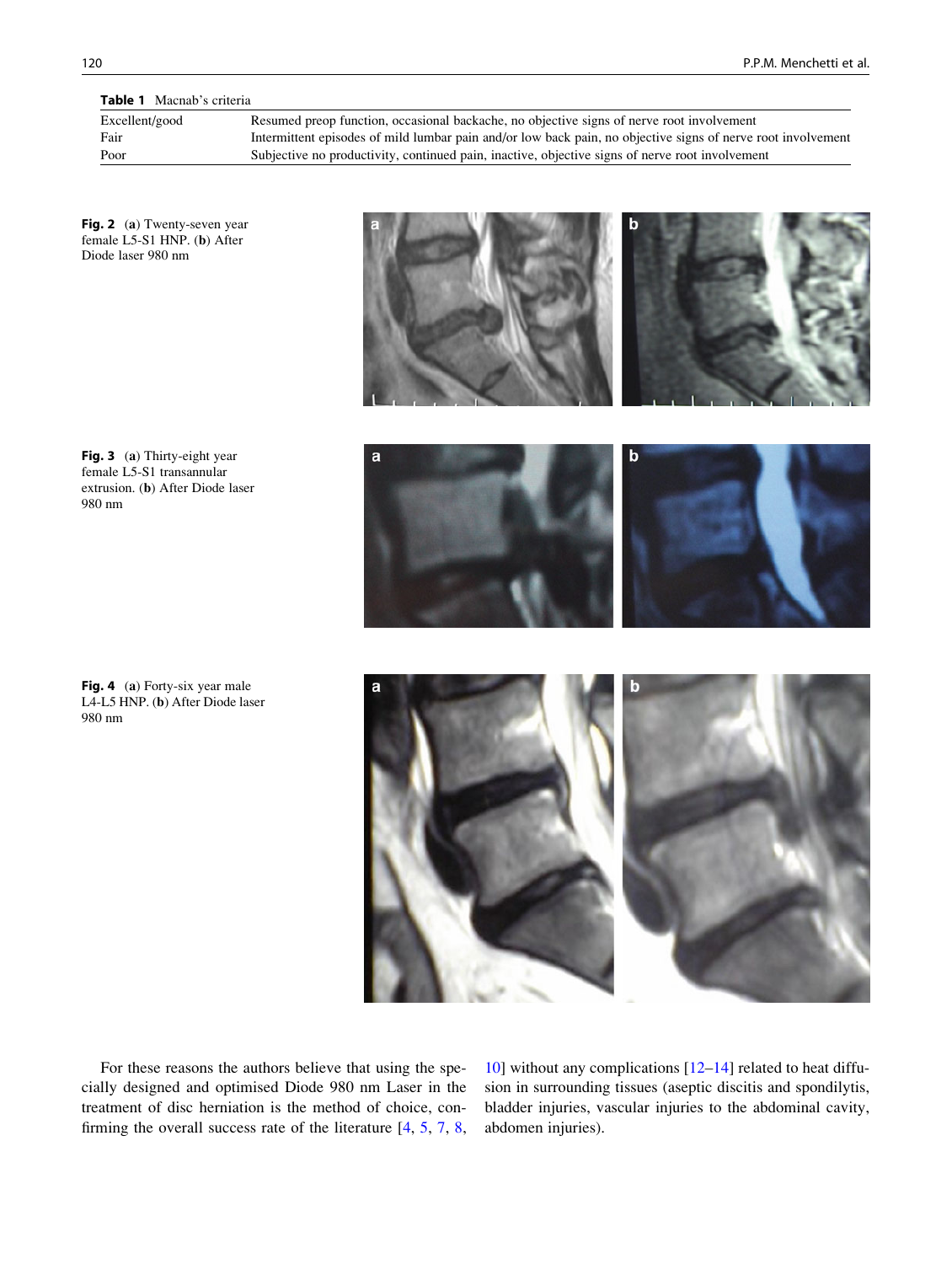**Table 1** Macnab's criteria

| | |
|---|---|
| Excellent/good | Resumed preop function, occasional backache, no objective signs of nerve root involvement |
| Fair | Intermittent episodes of mild lumbar pain and/or low back pain, no objective signs of nerve root involvement |
| Poor | Subjective no productivity, continued pain, inactive, objective signs of nerve root involvement |

**Fig. 2** (**a**) Twenty-seven year female L5-S1 HNP. (**b**) After Diode laser 980 nm

**Fig. 3** (**a**) Thirty-eight year female L5-S1 transannular extrusion. (**b**) After Diode laser 980 nm

**Fig. 4** (**a**) Forty-six year male L4-L5 HNP. (**b**) After Diode laser 980 nm

For these reasons the authors believe that using the specially designed and optimised Diode 980 nm Laser in the treatment of disc herniation is the method of choice, confirming the overall success rate of the literature [4, 5, 7, 8, 10] without any complications [12–14] related to heat diffusion in surrounding tissues (aseptic discitis and spondylitis, bladder injuries, vascular injuries to the abdominal cavity, abdomen injuries).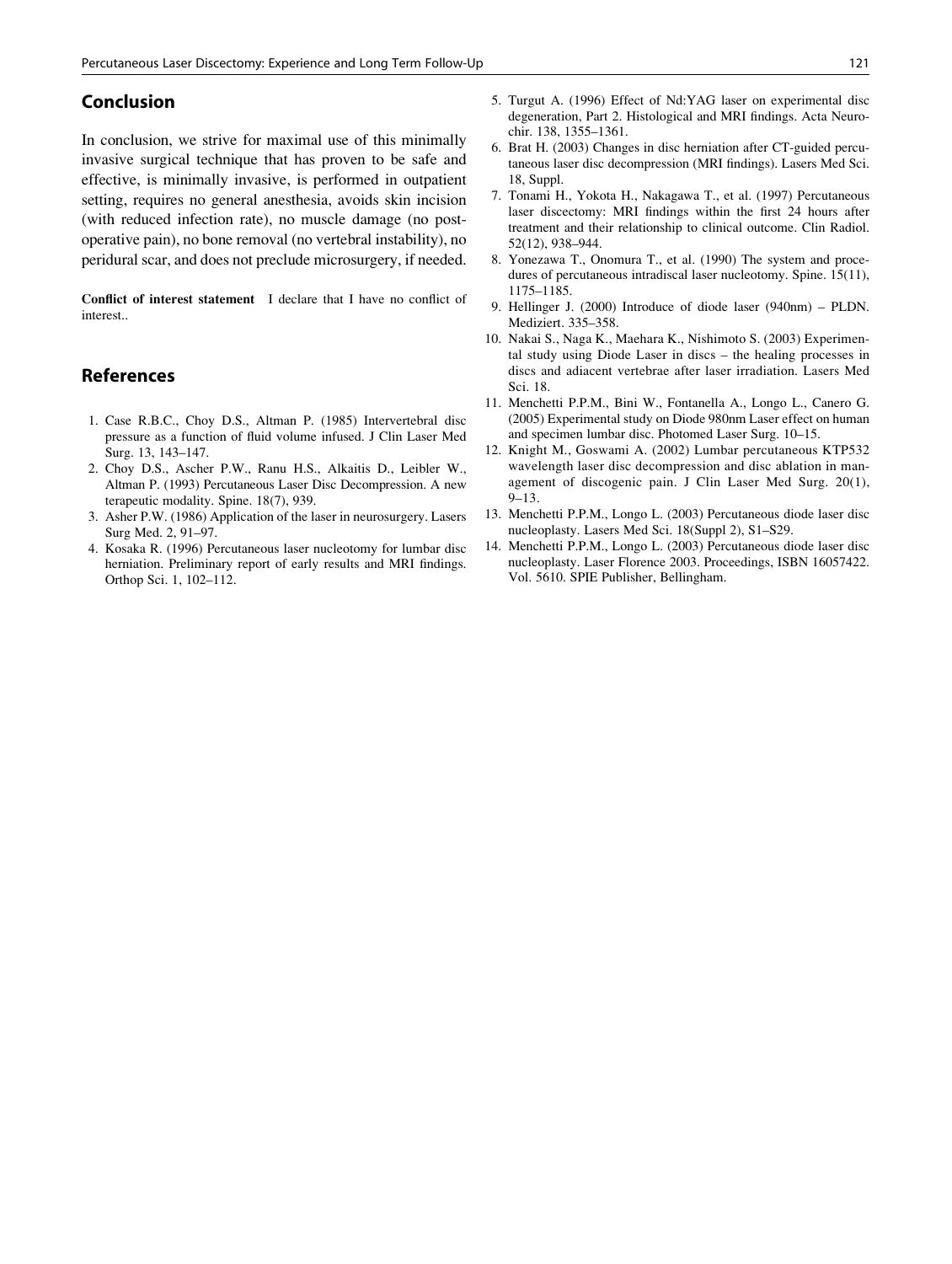## Conclusion

In conclusion, we strive for maximal use of this minimally invasive surgical technique that has proven to be safe and effective, is minimally invasive, is performed in outpatient setting, requires no general anesthesia, avoids skin incision (with reduced infection rate), no muscle damage (no post-operative pain), no bone removal (no vertebral instability), no peridural scar, and does not preclude microsurgery, if needed.

**Conflict of interest statement** I declare that I have no conflict of interest..

## References

1. Case R.B.C., Choy D.S., Altman P. (1985) Intervertebral disc pressure as a function of fluid volume infused. J Clin Laser Med Surg. 13, 143–147.
2. Choy D.S., Ascher P.W., Ranu H.S., Alkaitis D., Leibler W., Altman P. (1993) Percutaneous Laser Disc Decompression. A new terapeutic modality. Spine. 18(7), 939.
3. Asher P.W. (1986) Application of the laser in neurosurgery. Lasers Surg Med. 2, 91–97.
4. Kosaka R. (1996) Percutaneous laser nucleotomy for lumbar disc herniation. Preliminary report of early results and MRI findings. Orthop Sci. 1, 102–112.
5. Turgut A. (1996) Effect of Nd:YAG laser on experimental disc degeneration, Part 2. Histological and MRI findings. Acta Neurochir. 138, 1355–1361.
6. Brat H. (2003) Changes in disc herniation after CT-guided percutaneous laser disc decompression (MRI findings). Lasers Med Sci. 18, Suppl.
7. Tonami H., Yokota H., Nakagawa T., et al. (1997) Percutaneous laser discectomy: MRI findings within the first 24 hours after treatment and their relationship to clinical outcome. Clin Radiol. 52(12), 938–944.
8. Yonezawa T., Onomura T., et al. (1990) The system and procedures of percutaneous intradiscal laser nucleotomy. Spine. 15(11), 1175–1185.
9. Hellinger J. (2000) Introduce of diode laser (940nm) – PLDN. Mediziert. 335–358.
10. Nakai S., Naga K., Maehara K., Nishimoto S. (2003) Experimental study using Diode Laser in discs – the healing processes in discs and adiacent vertebrae after laser irradiation. Lasers Med Sci. 18.
11. Menchetti P.P.M., Bini W., Fontanella A., Longo L., Canero G. (2005) Experimental study on Diode 980nm Laser effect on human and specimen lumbar disc. Photomed Laser Surg. 10–15.
12. Knight M., Goswami A. (2002) Lumbar percutaneous KTP532 wavelength laser disc decompression and disc ablation in management of discogenic pain. J Clin Laser Med Surg. 20(1), 9–13.
13. Menchetti P.P.M., Longo L. (2003) Percutaneous diode laser disc nucleoplasty. Lasers Med Sci. 18(Suppl 2), S1–S29.
14. Menchetti P.P.M., Longo L. (2003) Percutaneous diode laser disc nucleoplasty. Laser Florence 2003. Proceedings, ISBN 16057422. Vol. 5610. SPIE Publisher, Bellingham.